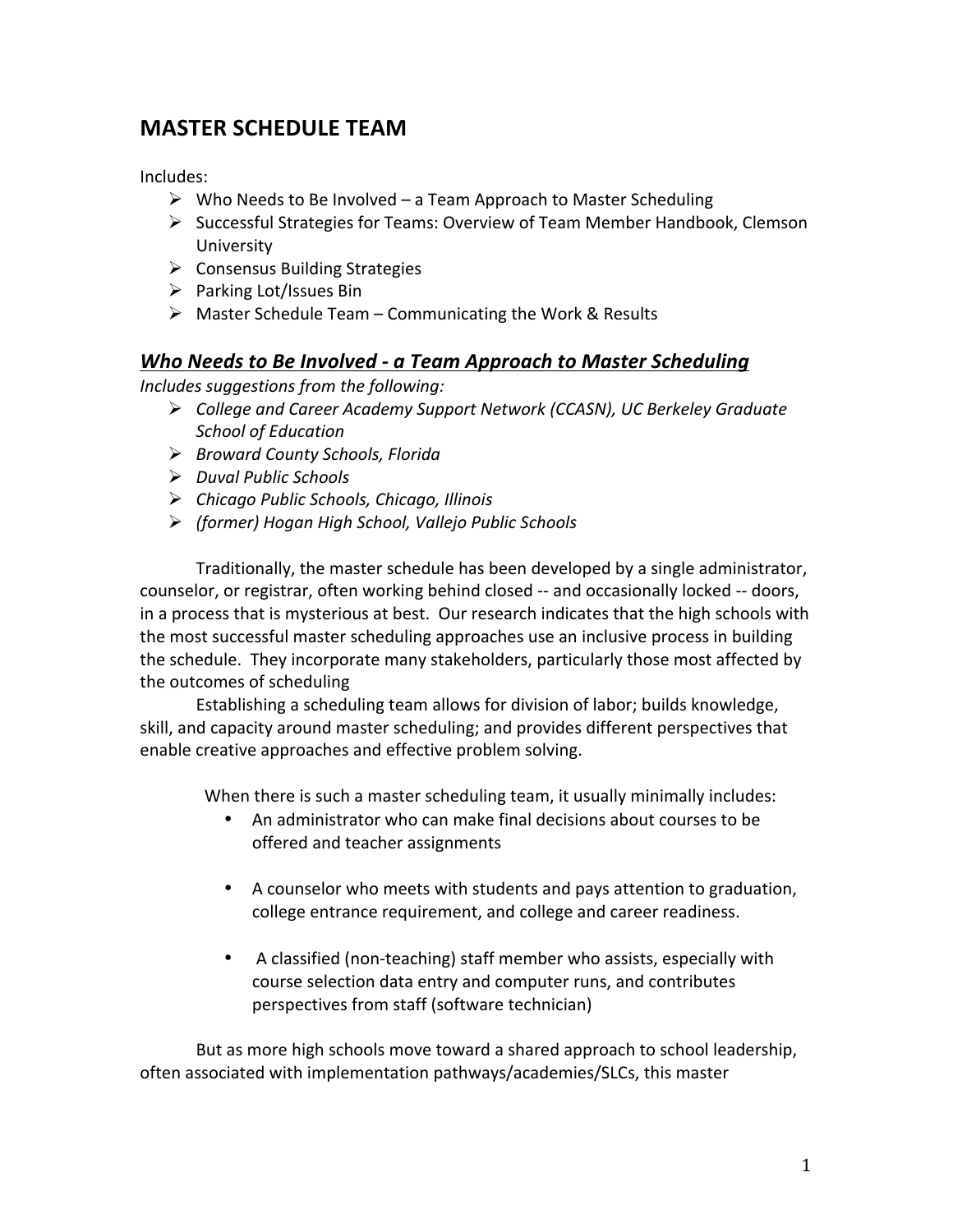# MASTER SCHEDULE TEAM

Includes:

- Who Needs to Be Involved – a Team Approach to Master Scheduling
- Successful Strategies for Teams: Overview of Team Member Handbook, Clemson University
- Consensus Building Strategies
- Parking Lot/Issues Bin
- Master Schedule Team – Communicating the Work & Results

## ***Who Needs to Be Involved - a Team Approach to Master Scheduling***

*Includes suggestions from the following:*

- *College and Career Academy Support Network (CCASN), UC Berkeley Graduate School of Education*
- *Broward County Schools, Florida*
- *Duval Public Schools*
- *Chicago Public Schools, Chicago, Illinois*
- *(former) Hogan High School, Vallejo Public Schools*

Traditionally, the master schedule has been developed by a single administrator, counselor, or registrar, often working behind closed -- and occasionally locked -- doors, in a process that is mysterious at best. Our research indicates that the high schools with the most successful master scheduling approaches use an inclusive process in building the schedule. They incorporate many stakeholders, particularly those most affected by the outcomes of scheduling

Establishing a scheduling team allows for division of labor; builds knowledge, skill, and capacity around master scheduling; and provides different perspectives that enable creative approaches and effective problem solving.

When there is such a master scheduling team, it usually minimally includes:

- An administrator who can make final decisions about courses to be offered and teacher assignments
- A counselor who meets with students and pays attention to graduation, college entrance requirement, and college and career readiness.
- A classified (non-teaching) staff member who assists, especially with course selection data entry and computer runs, and contributes perspectives from staff (software technician)

But as more high schools move toward a shared approach to school leadership, often associated with implementation pathways/academies/SLCs, this master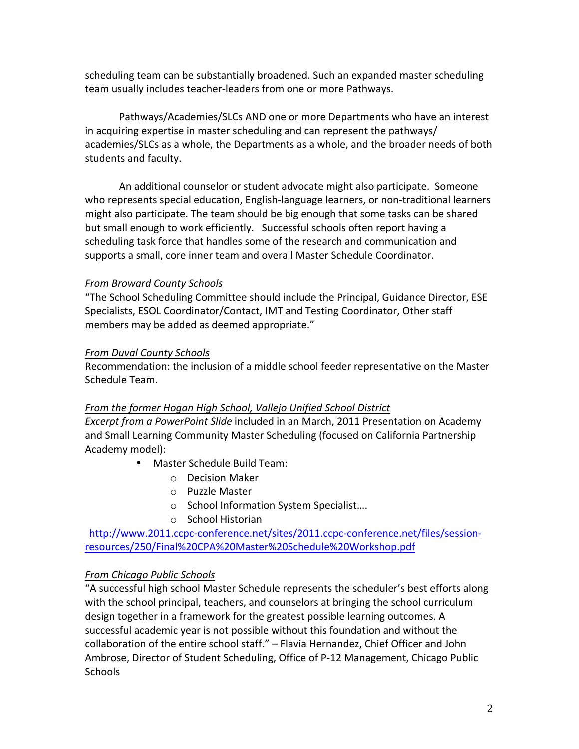scheduling team can be substantially broadened. Such an expanded master scheduling team usually includes teacher-leaders from one or more Pathways.

Pathways/Academies/SLCs AND one or more Departments who have an interest in acquiring expertise in master scheduling and can represent the pathways/ academies/SLCs as a whole, the Departments as a whole, and the broader needs of both students and faculty.

An additional counselor or student advocate might also participate. Someone who represents special education, English-language learners, or non-traditional learners might also participate. The team should be big enough that some tasks can be shared but small enough to work efficiently. Successful schools often report having a scheduling task force that handles some of the research and communication and supports a small, core inner team and overall Master Schedule Coordinator.

*From Broward County Schools*
"The School Scheduling Committee should include the Principal, Guidance Director, ESE Specialists, ESOL Coordinator/Contact, IMT and Testing Coordinator, Other staff members may be added as deemed appropriate."

*From Duval County Schools*
Recommendation: the inclusion of a middle school feeder representative on the Master Schedule Team.

*From the former Hogan High School, Vallejo Unified School District*
*Excerpt from a PowerPoint Slide* included in an March, 2011 Presentation on Academy and Small Learning Community Master Scheduling (focused on California Partnership Academy model):

- Master Schedule Build Team:
    - Decision Maker
    - Puzzle Master
    - School Information System Specialist….
    - School Historian

http://www.2011.ccpc-conference.net/sites/2011.ccpc-conference.net/files/session-resources/250/Final%20CPA%20Master%20Schedule%20Workshop.pdf

*From Chicago Public Schools*
"A successful high school Master Schedule represents the scheduler's best efforts along with the school principal, teachers, and counselors at bringing the school curriculum design together in a framework for the greatest possible learning outcomes. A successful academic year is not possible without this foundation and without the collaboration of the entire school staff." – Flavia Hernandez, Chief Officer and John Ambrose, Director of Student Scheduling, Office of P-12 Management, Chicago Public Schools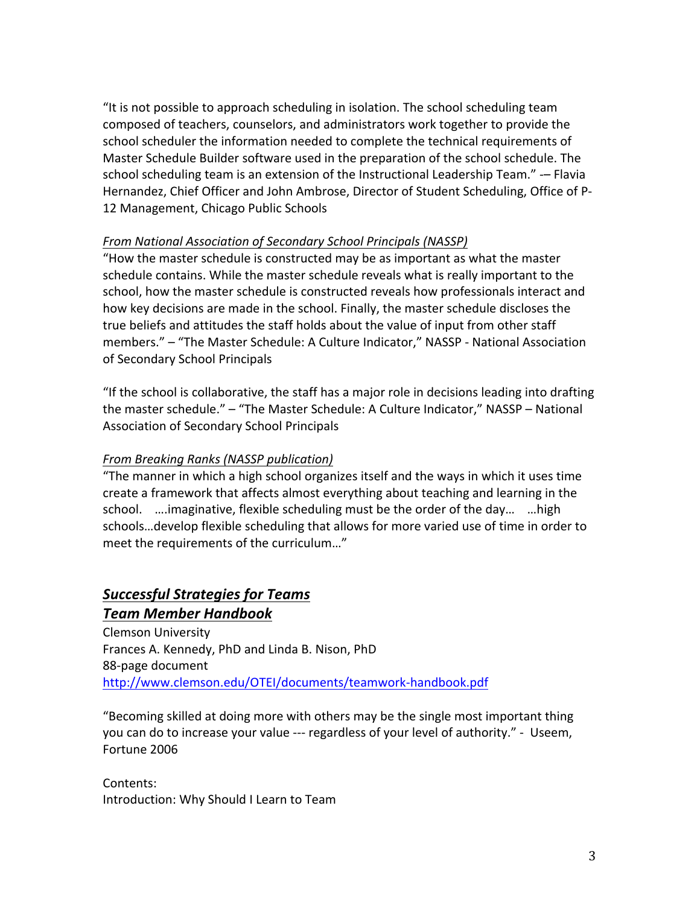"It is not possible to approach scheduling in isolation. The school scheduling team composed of teachers, counselors, and administrators work together to provide the school scheduler the information needed to complete the technical requirements of Master Schedule Builder software used in the preparation of the school schedule. The school scheduling team is an extension of the Instructional Leadership Team." -– Flavia Hernandez, Chief Officer and John Ambrose, Director of Student Scheduling, Office of P-12 Management, Chicago Public Schools

*From National Association of Secondary School Principals (NASSP)*

"How the master schedule is constructed may be as important as what the master schedule contains. While the master schedule reveals what is really important to the school, how the master schedule is constructed reveals how professionals interact and how key decisions are made in the school. Finally, the master schedule discloses the true beliefs and attitudes the staff holds about the value of input from other staff members." – "The Master Schedule: A Culture Indicator," NASSP - National Association of Secondary School Principals

"If the school is collaborative, the staff has a major role in decisions leading into drafting the master schedule." – "The Master Schedule: A Culture Indicator," NASSP – National Association of Secondary School Principals

*From Breaking Ranks (NASSP publication)*

"The manner in which a high school organizes itself and the ways in which it uses time create a framework that affects almost everything about teaching and learning in the school. ….imaginative, flexible scheduling must be the order of the day… …high schools…develop flexible scheduling that allows for more varied use of time in order to meet the requirements of the curriculum…"

## ***Successful Strategies for Teams***
## ***Team Member Handbook***

Clemson University
Frances A. Kennedy, PhD and Linda B. Nison, PhD
88-page document
http://www.clemson.edu/OTEI/documents/teamwork-handbook.pdf

"Becoming skilled at doing more with others may be the single most important thing you can do to increase your value --- regardless of your level of authority." - Useem, Fortune 2006

Contents:
Introduction: Why Should I Learn to Team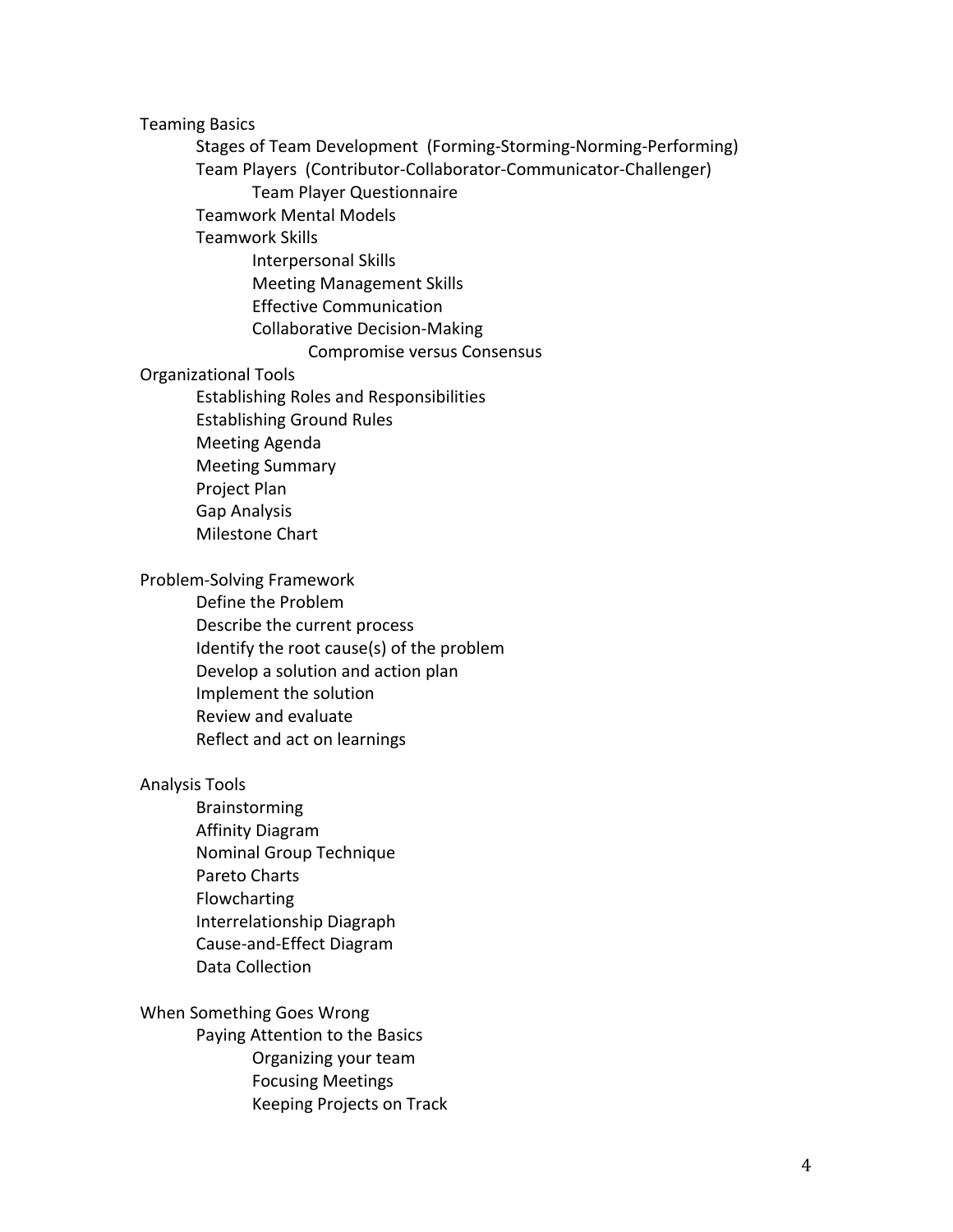- Teaming Basics
  - Stages of Team Development (Forming-Storming-Norming-Performing)
  - Team Players (Contributor-Collaborator-Communicator-Challenger)
    - Team Player Questionnaire
  - Teamwork Mental Models
  - Teamwork Skills
    - Interpersonal Skills
    - Meeting Management Skills
    - Effective Communication
    - Collaborative Decision-Making
      - Compromise versus Consensus
- Organizational Tools
  - Establishing Roles and Responsibilities
  - Establishing Ground Rules
  - Meeting Agenda
  - Meeting Summary
  - Project Plan
  - Gap Analysis
  - Milestone Chart

- Problem-Solving Framework
  - Define the Problem
  - Describe the current process
  - Identify the root cause(s) of the problem
  - Develop a solution and action plan
  - Implement the solution
  - Review and evaluate
  - Reflect and act on learnings

- Analysis Tools
  - Brainstorming
  - Affinity Diagram
  - Nominal Group Technique
  - Pareto Charts
  - Flowcharting
  - Interrelationship Diagraph
  - Cause-and-Effect Diagram
  - Data Collection

- When Something Goes Wrong
  - Paying Attention to the Basics
    - Organizing your team
    - Focusing Meetings
    - Keeping Projects on Track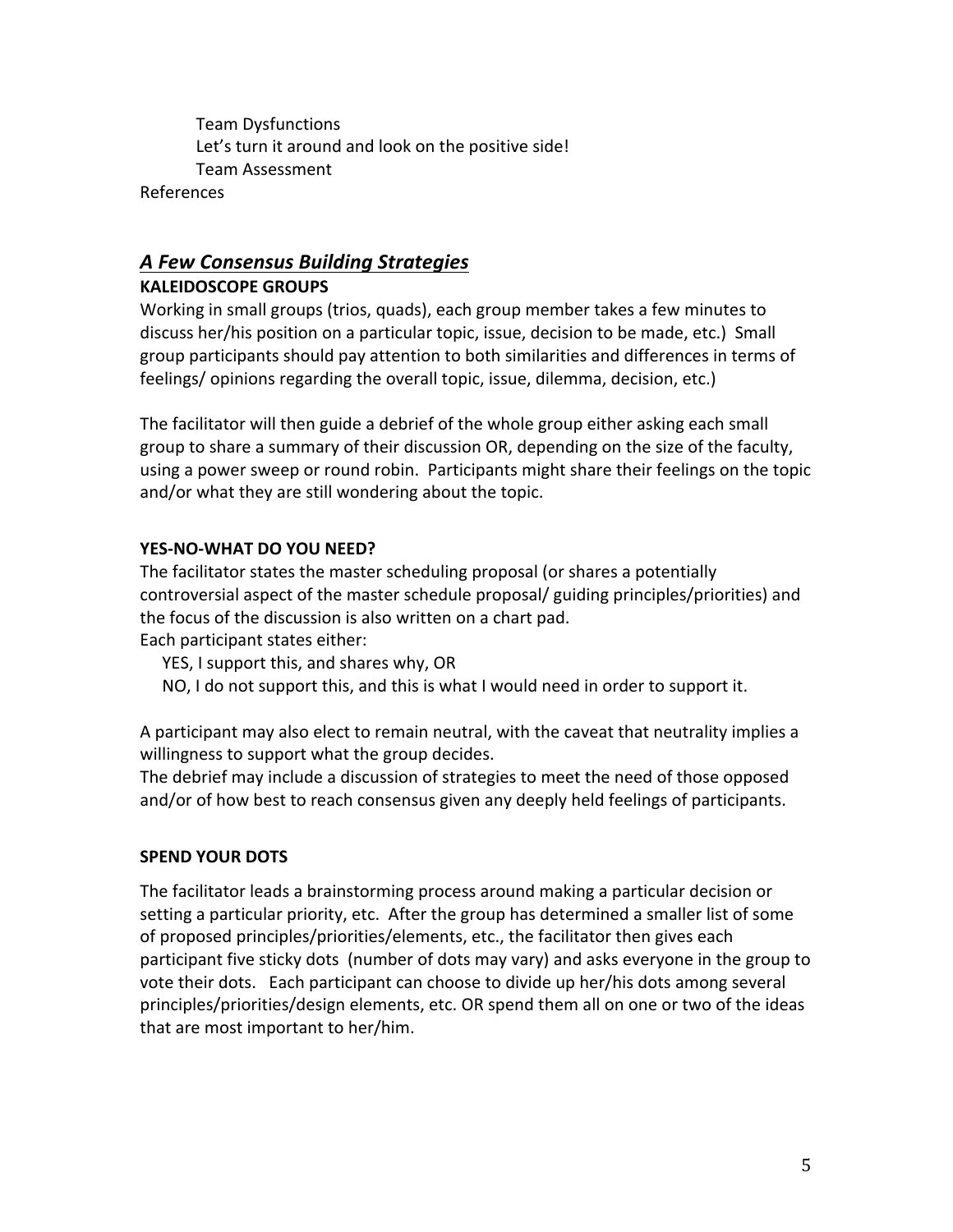Team Dysfunctions
Let's turn it around and look on the positive side!
Team Assessment

References

## ***A Few Consensus Building Strategies***

**KALEIDOSCOPE GROUPS**

Working in small groups (trios, quads), each group member takes a few minutes to discuss her/his position on a particular topic, issue, decision to be made, etc.) Small group participants should pay attention to both similarities and differences in terms of feelings/ opinions regarding the overall topic, issue, dilemma, decision, etc.)

The facilitator will then guide a debrief of the whole group either asking each small group to share a summary of their discussion OR, depending on the size of the faculty, using a power sweep or round robin. Participants might share their feelings on the topic and/or what they are still wondering about the topic.

**YES-NO-WHAT DO YOU NEED?**

The facilitator states the master scheduling proposal (or shares a potentially controversial aspect of the master schedule proposal/ guiding principles/priorities) and the focus of the discussion is also written on a chart pad.
Each participant states either:

YES, I support this, and shares why, OR
NO, I do not support this, and this is what I would need in order to support it.

A participant may also elect to remain neutral, with the caveat that neutrality implies a willingness to support what the group decides.
The debrief may include a discussion of strategies to meet the need of those opposed and/or of how best to reach consensus given any deeply held feelings of participants.

**SPEND YOUR DOTS**

The facilitator leads a brainstorming process around making a particular decision or setting a particular priority, etc. After the group has determined a smaller list of some of proposed principles/priorities/elements, etc., the facilitator then gives each participant five sticky dots (number of dots may vary) and asks everyone in the group to vote their dots. Each participant can choose to divide up her/his dots among several principles/priorities/design elements, etc. OR spend them all on one or two of the ideas that are most important to her/him.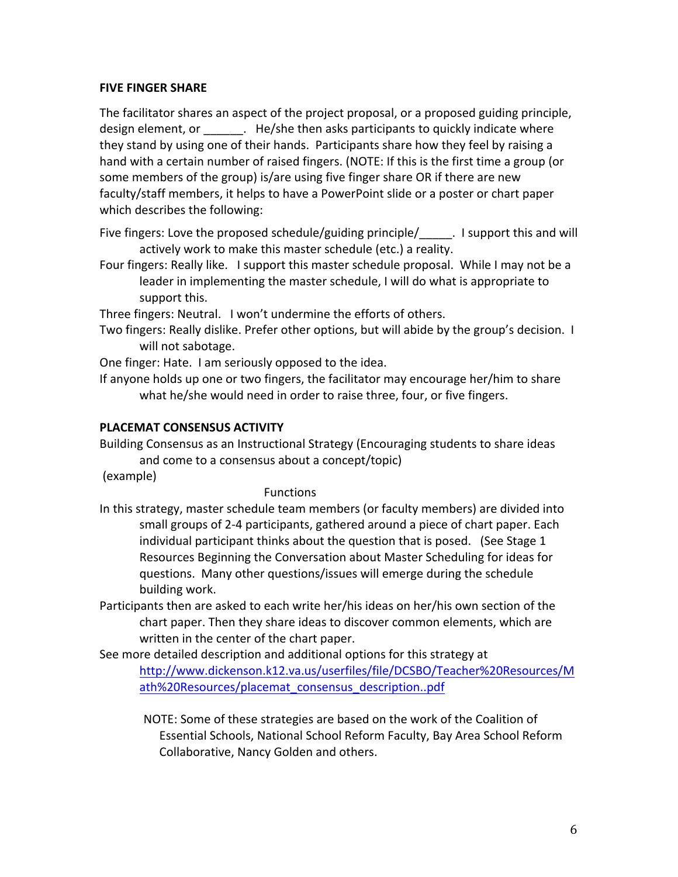**FIVE FINGER SHARE**

The facilitator shares an aspect of the project proposal, or a proposed guiding principle, design element, or ______. He/she then asks participants to quickly indicate where they stand by using one of their hands. Participants share how they feel by raising a hand with a certain number of raised fingers. (NOTE: If this is the first time a group (or some members of the group) is/are using five finger share OR if there are new faculty/staff members, it helps to have a PowerPoint slide or a poster or chart paper which describes the following:

Five fingers: Love the proposed schedule/guiding principle/_____. I support this and will actively work to make this master schedule (etc.) a reality.

Four fingers: Really like. I support this master schedule proposal. While I may not be a leader in implementing the master schedule, I will do what is appropriate to support this.

Three fingers: Neutral. I won't undermine the efforts of others.

Two fingers: Really dislike. Prefer other options, but will abide by the group's decision. I will not sabotage.

One finger: Hate. I am seriously opposed to the idea.

If anyone holds up one or two fingers, the facilitator may encourage her/him to share what he/she would need in order to raise three, four, or five fingers.

**PLACEMAT CONSENSUS ACTIVITY**

Building Consensus as an Instructional Strategy (Encouraging students to share ideas and come to a consensus about a concept/topic)

(example)

Functions

In this strategy, master schedule team members (or faculty members) are divided into small groups of 2-4 participants, gathered around a piece of chart paper. Each individual participant thinks about the question that is posed. (See Stage 1 Resources Beginning the Conversation about Master Scheduling for ideas for questions. Many other questions/issues will emerge during the schedule building work.

Participants then are asked to each write her/his ideas on her/his own section of the chart paper. Then they share ideas to discover common elements, which are written in the center of the chart paper.

See more detailed description and additional options for this strategy at http://www.dickenson.k12.va.us/userfiles/file/DCSBO/Teacher%20Resources/Math%20Resources/placemat_consensus_description..pdf

NOTE: Some of these strategies are based on the work of the Coalition of Essential Schools, National School Reform Faculty, Bay Area School Reform Collaborative, Nancy Golden and others.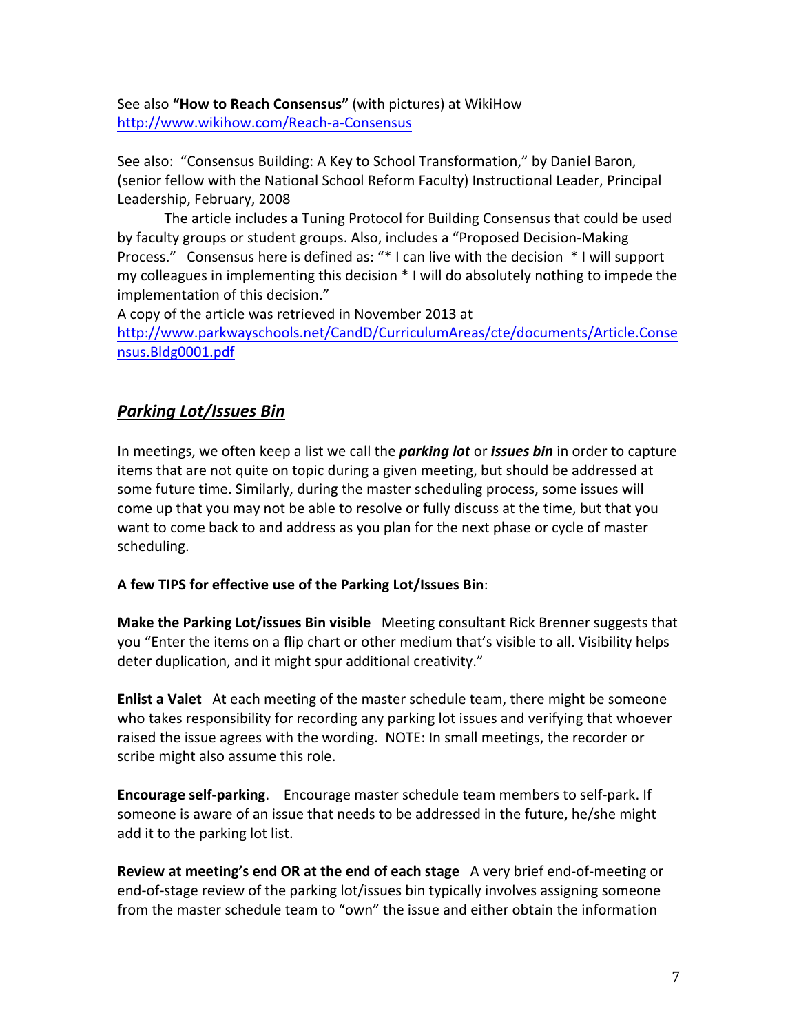See also **"How to Reach Consensus"** (with pictures) at WikiHow
http://www.wikihow.com/Reach-a-Consensus

See also: "Consensus Building: A Key to School Transformation," by Daniel Baron, (senior fellow with the National School Reform Faculty) Instructional Leader, Principal Leadership, February, 2008

The article includes a Tuning Protocol for Building Consensus that could be used by faculty groups or student groups. Also, includes a "Proposed Decision-Making Process." Consensus here is defined as: "* I can live with the decision * I will support my colleagues in implementing this decision * I will do absolutely nothing to impede the implementation of this decision."

A copy of the article was retrieved in November 2013 at
http://www.parkwayschools.net/CandD/CurriculumAreas/cte/documents/Article.Consensus.Bldg0001.pdf

## ***Parking Lot/Issues Bin***

In meetings, we often keep a list we call the ***parking lot*** or ***issues bin*** in order to capture items that are not quite on topic during a given meeting, but should be addressed at some future time. Similarly, during the master scheduling process, some issues will come up that you may not be able to resolve or fully discuss at the time, but that you want to come back to and address as you plan for the next phase or cycle of master scheduling.

**A few TIPS for effective use of the Parking Lot/Issues Bin**:

**Make the Parking Lot/issues Bin visible** Meeting consultant Rick Brenner suggests that you "Enter the items on a flip chart or other medium that's visible to all. Visibility helps deter duplication, and it might spur additional creativity."

**Enlist a Valet** At each meeting of the master schedule team, there might be someone who takes responsibility for recording any parking lot issues and verifying that whoever raised the issue agrees with the wording. NOTE: In small meetings, the recorder or scribe might also assume this role.

**Encourage self-parking**. Encourage master schedule team members to self-park. If someone is aware of an issue that needs to be addressed in the future, he/she might add it to the parking lot list.

**Review at meeting's end OR at the end of each stage** A very brief end-of-meeting or end-of-stage review of the parking lot/issues bin typically involves assigning someone from the master schedule team to "own" the issue and either obtain the information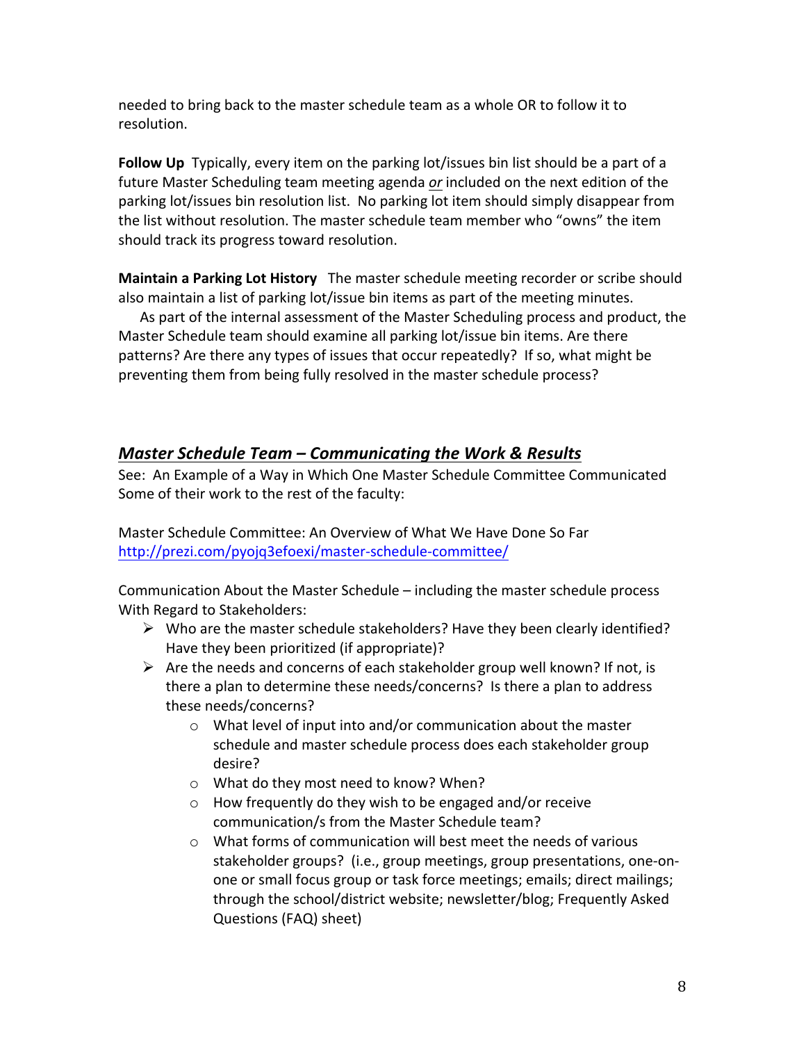needed to bring back to the master schedule team as a whole OR to follow it to resolution.

**Follow Up** Typically, every item on the parking lot/issues bin list should be a part of a future Master Scheduling team meeting agenda ***or*** included on the next edition of the parking lot/issues bin resolution list. No parking lot item should simply disappear from the list without resolution. The master schedule team member who "owns" the item should track its progress toward resolution.

**Maintain a Parking Lot History** The master schedule meeting recorder or scribe should also maintain a list of parking lot/issue bin items as part of the meeting minutes.

As part of the internal assessment of the Master Scheduling process and product, the Master Schedule team should examine all parking lot/issue bin items. Are there patterns? Are there any types of issues that occur repeatedly? If so, what might be preventing them from being fully resolved in the master schedule process?

## ***Master Schedule Team – Communicating the Work & Results***

See: An Example of a Way in Which One Master Schedule Committee Communicated Some of their work to the rest of the faculty:

Master Schedule Committee: An Overview of What We Have Done So Far
http://prezi.com/pyojq3efoexi/master-schedule-committee/

Communication About the Master Schedule – including the master schedule process With Regard to Stakeholders:

- Who are the master schedule stakeholders? Have they been clearly identified? Have they been prioritized (if appropriate)?
- Are the needs and concerns of each stakeholder group well known? If not, is there a plan to determine these needs/concerns? Is there a plan to address these needs/concerns?
  - What level of input into and/or communication about the master schedule and master schedule process does each stakeholder group desire?
  - What do they most need to know? When?
  - How frequently do they wish to be engaged and/or receive communication/s from the Master Schedule team?
  - What forms of communication will best meet the needs of various stakeholder groups? (i.e., group meetings, group presentations, one-on-one or small focus group or task force meetings; emails; direct mailings; through the school/district website; newsletter/blog; Frequently Asked Questions (FAQ) sheet)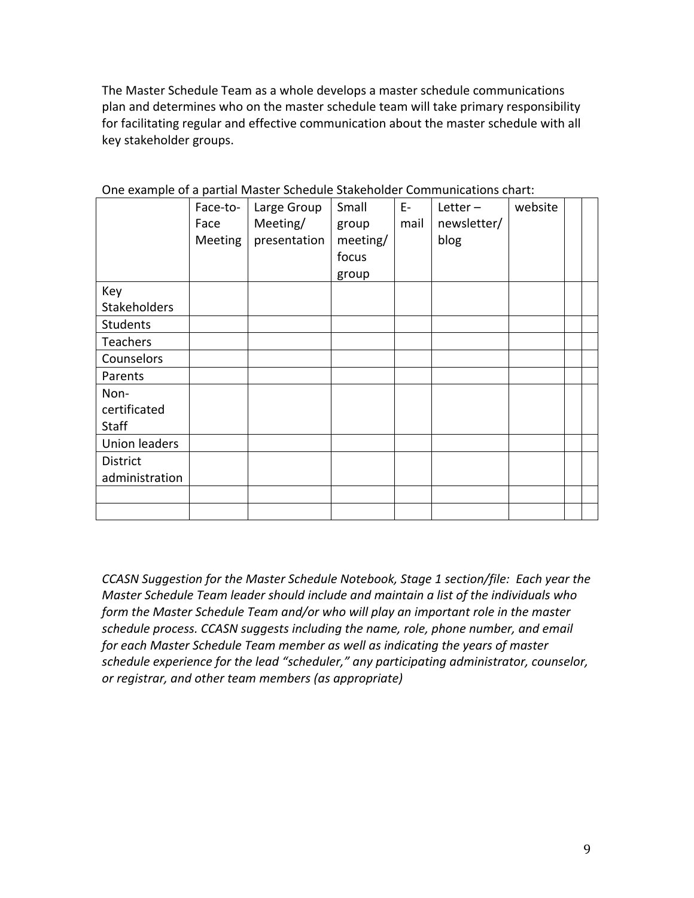The Master Schedule Team as a whole develops a master schedule communications plan and determines who on the master schedule team will take primary responsibility for facilitating regular and effective communication about the master schedule with all key stakeholder groups.

One example of a partial Master Schedule Stakeholder Communications chart:

| | Face-to-Face Meeting | Large Group Meeting/ presentation | Small group meeting/ focus group | E-mail | Letter – newsletter/ blog | website | | |
|---|---|---|---|---|---|---|---|---|
| Key Stakeholders | | | | | | | | |
| Students | | | | | | | | |
| Teachers | | | | | | | | |
| Counselors | | | | | | | | |
| Parents | | | | | | | | |
| Non-certificated Staff | | | | | | | | |
| Union leaders | | | | | | | | |
| District administration | | | | | | | | |
| | | | | | | | | |
| | | | | | | | | |

*CCASN Suggestion for the Master Schedule Notebook, Stage 1 section/file: Each year the Master Schedule Team leader should include and maintain a list of the individuals who form the Master Schedule Team and/or who will play an important role in the master schedule process. CCASN suggests including the name, role, phone number, and email for each Master Schedule Team member as well as indicating the years of master schedule experience for the lead "scheduler," any participating administrator, counselor, or registrar, and other team members (as appropriate)*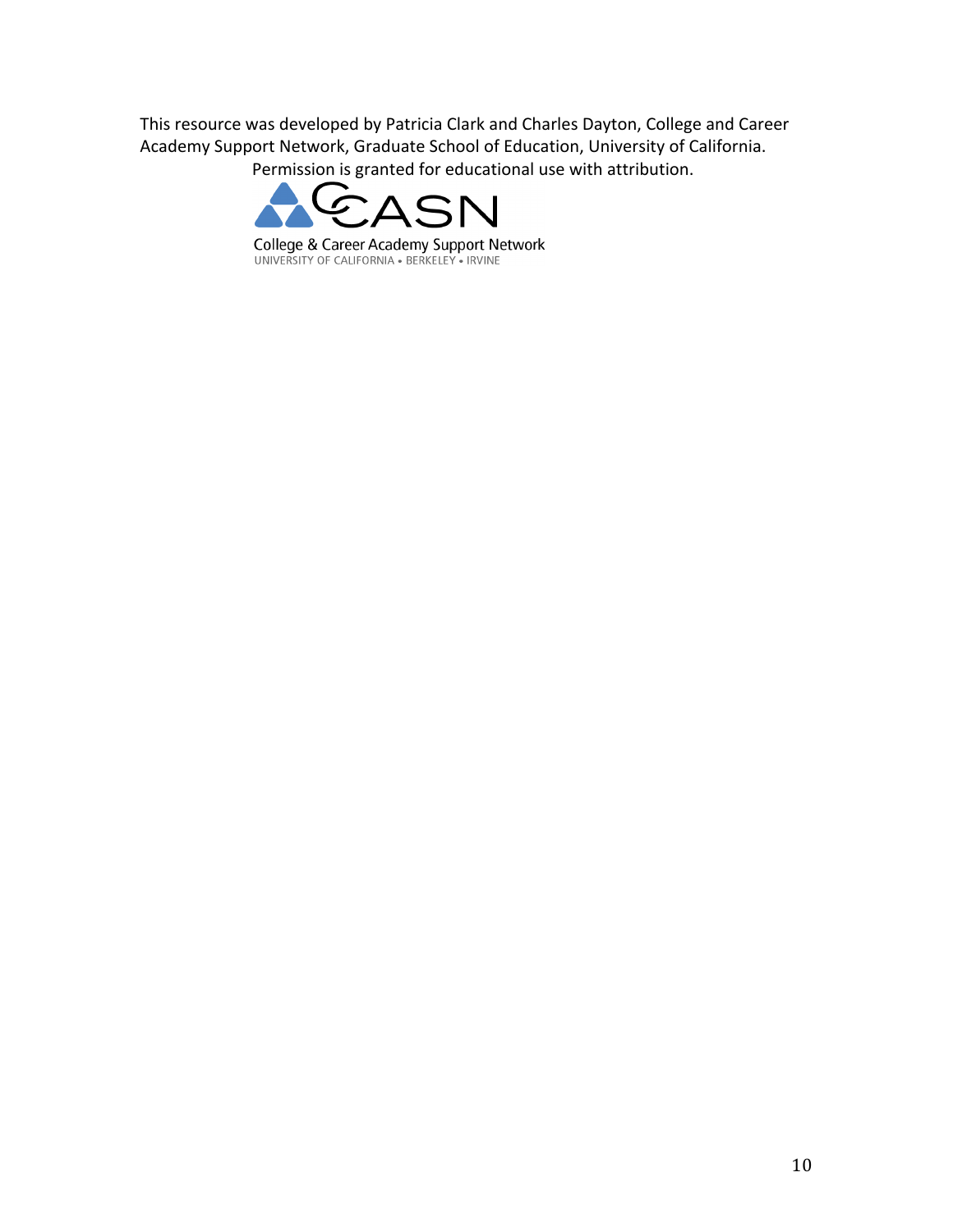This resource was developed by Patricia Clark and Charles Dayton, College and Career Academy Support Network, Graduate School of Education, University of California. Permission is granted for educational use with attribution.

CCASN

College & Career Academy Support Network
UNIVERSITY OF CALIFORNIA • BERKELEY • IRVINE